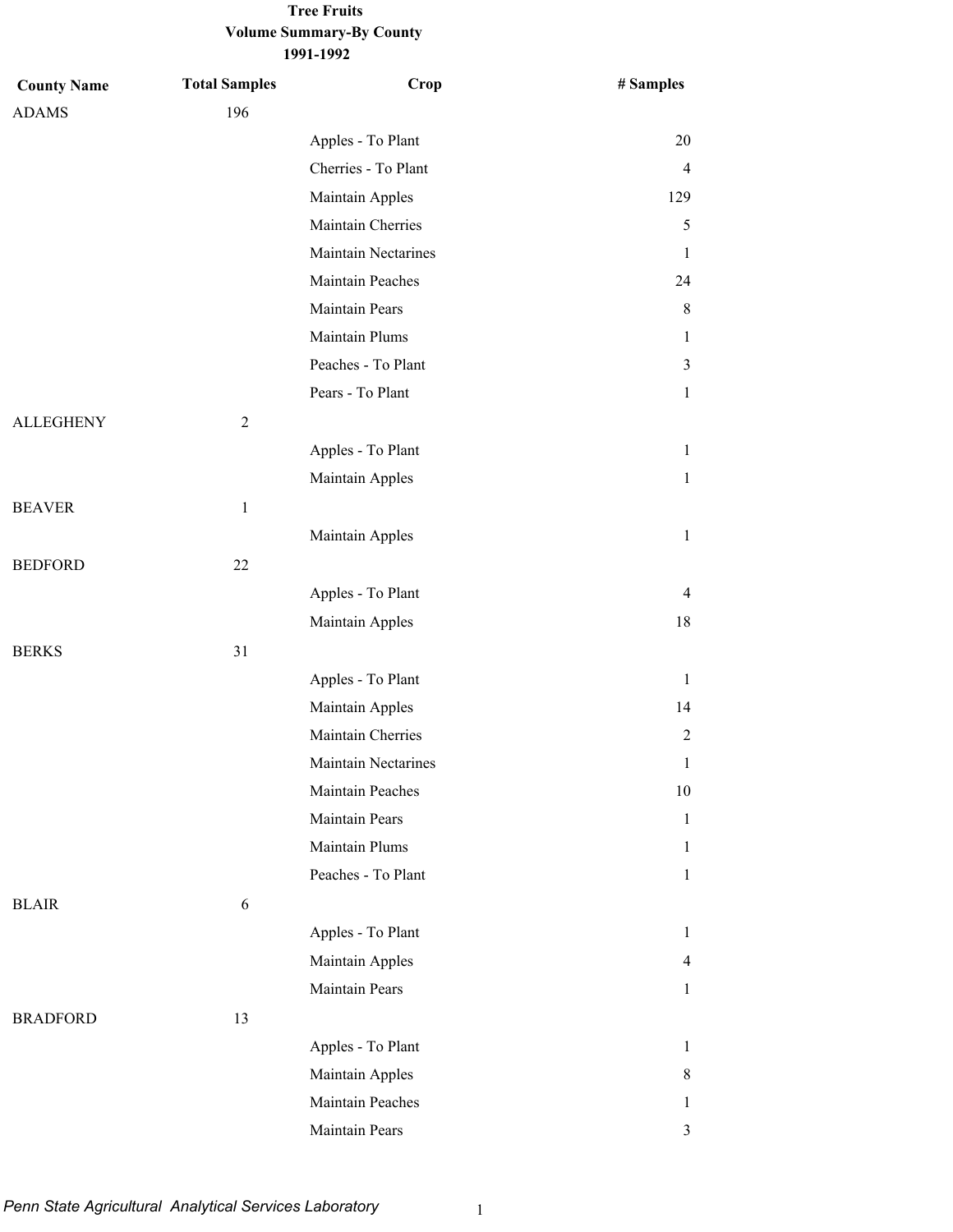**Tree Fruits**
**Volume Summary-By County**
**1991-1992**

| County Name | Total Samples | Crop | # Samples |
|---|---|---|---|
| ADAMS | 196 | | |
| | | Apples - To Plant | 20 |
| | | Cherries - To Plant | 4 |
| | | Maintain Apples | 129 |
| | | Maintain Cherries | 5 |
| | | Maintain Nectarines | 1 |
| | | Maintain Peaches | 24 |
| | | Maintain Pears | 8 |
| | | Maintain Plums | 1 |
| | | Peaches - To Plant | 3 |
| | | Pears - To Plant | 1 |
| ALLEGHENY | 2 | | |
| | | Apples - To Plant | 1 |
| | | Maintain Apples | 1 |
| BEAVER | 1 | | |
| | | Maintain Apples | 1 |
| BEDFORD | 22 | | |
| | | Apples - To Plant | 4 |
| | | Maintain Apples | 18 |
| BERKS | 31 | | |
| | | Apples - To Plant | 1 |
| | | Maintain Apples | 14 |
| | | Maintain Cherries | 2 |
| | | Maintain Nectarines | 1 |
| | | Maintain Peaches | 10 |
| | | Maintain Pears | 1 |
| | | Maintain Plums | 1 |
| | | Peaches - To Plant | 1 |
| BLAIR | 6 | | |
| | | Apples - To Plant | 1 |
| | | Maintain Apples | 4 |
| | | Maintain Pears | 1 |
| BRADFORD | 13 | | |
| | | Apples - To Plant | 1 |
| | | Maintain Apples | 8 |
| | | Maintain Peaches | 1 |
| | | Maintain Pears | 3 |

*Penn State Agricultural Analytical Services Laboratory*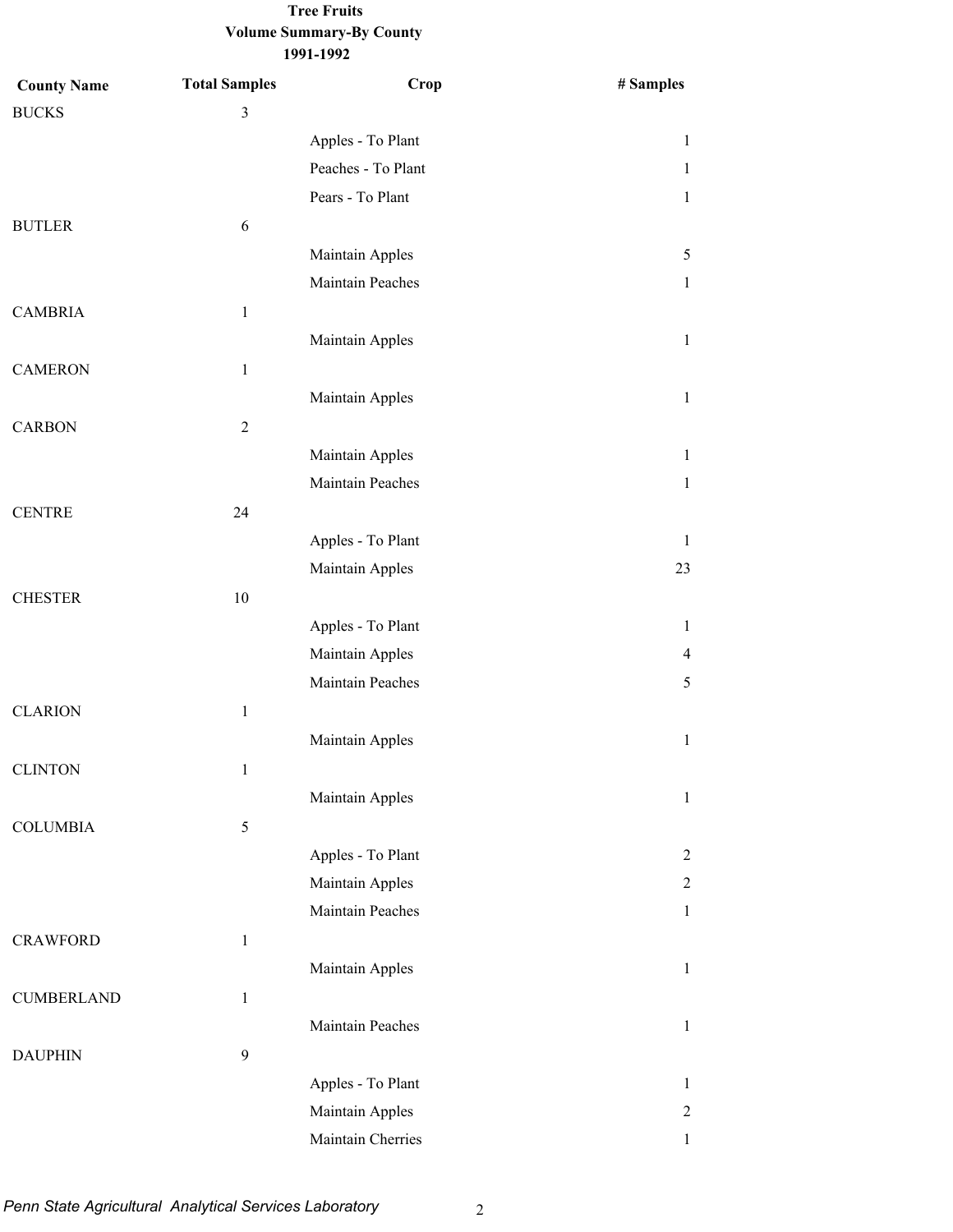**Tree Fruits**
**Volume Summary-By County**
**1991-1992**

| County Name | Total Samples | Crop | # Samples |
|---|---|---|---|
| BUCKS | 3 | | |
| | | Apples - To Plant | 1 |
| | | Peaches - To Plant | 1 |
| | | Pears - To Plant | 1 |
| BUTLER | 6 | | |
| | | Maintain Apples | 5 |
| | | Maintain Peaches | 1 |
| CAMBRIA | 1 | | |
| | | Maintain Apples | 1 |
| CAMERON | 1 | | |
| | | Maintain Apples | 1 |
| CARBON | 2 | | |
| | | Maintain Apples | 1 |
| | | Maintain Peaches | 1 |
| CENTRE | 24 | | |
| | | Apples - To Plant | 1 |
| | | Maintain Apples | 23 |
| CHESTER | 10 | | |
| | | Apples - To Plant | 1 |
| | | Maintain Apples | 4 |
| | | Maintain Peaches | 5 |
| CLARION | 1 | | |
| | | Maintain Apples | 1 |
| CLINTON | 1 | | |
| | | Maintain Apples | 1 |
| COLUMBIA | 5 | | |
| | | Apples - To Plant | 2 |
| | | Maintain Apples | 2 |
| | | Maintain Peaches | 1 |
| CRAWFORD | 1 | | |
| | | Maintain Apples | 1 |
| CUMBERLAND | 1 | | |
| | | Maintain Peaches | 1 |
| DAUPHIN | 9 | | |
| | | Apples - To Plant | 1 |
| | | Maintain Apples | 2 |
| | | Maintain Cherries | 1 |

*Penn State Agricultural Analytical Services Laboratory*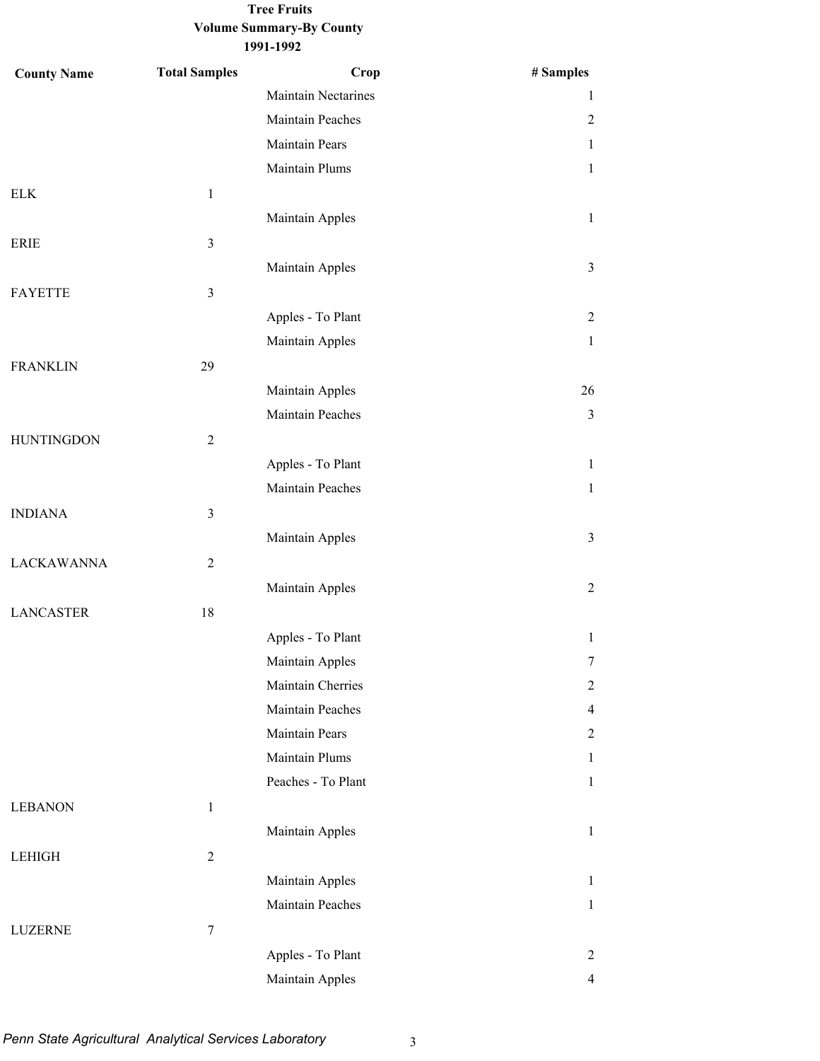**Tree Fruits**
**Volume Summary-By County**
**1991-1992**

| County Name | Total Samples | Crop | # Samples |
|---|---|---|---|
| | | Maintain Nectarines | 1 |
| | | Maintain Peaches | 2 |
| | | Maintain Pears | 1 |
| | | Maintain Plums | 1 |
| ELK | 1 | | |
| | | Maintain Apples | 1 |
| ERIE | 3 | | |
| | | Maintain Apples | 3 |
| FAYETTE | 3 | | |
| | | Apples - To Plant | 2 |
| | | Maintain Apples | 1 |
| FRANKLIN | 29 | | |
| | | Maintain Apples | 26 |
| | | Maintain Peaches | 3 |
| HUNTINGDON | 2 | | |
| | | Apples - To Plant | 1 |
| | | Maintain Peaches | 1 |
| INDIANA | 3 | | |
| | | Maintain Apples | 3 |
| LACKAWANNA | 2 | | |
| | | Maintain Apples | 2 |
| LANCASTER | 18 | | |
| | | Apples - To Plant | 1 |
| | | Maintain Apples | 7 |
| | | Maintain Cherries | 2 |
| | | Maintain Peaches | 4 |
| | | Maintain Pears | 2 |
| | | Maintain Plums | 1 |
| | | Peaches - To Plant | 1 |
| LEBANON | 1 | | |
| | | Maintain Apples | 1 |
| LEHIGH | 2 | | |
| | | Maintain Apples | 1 |
| | | Maintain Peaches | 1 |
| LUZERNE | 7 | | |
| | | Apples - To Plant | 2 |
| | | Maintain Apples | 4 |

*Penn State Agricultural Analytical Services Laboratory*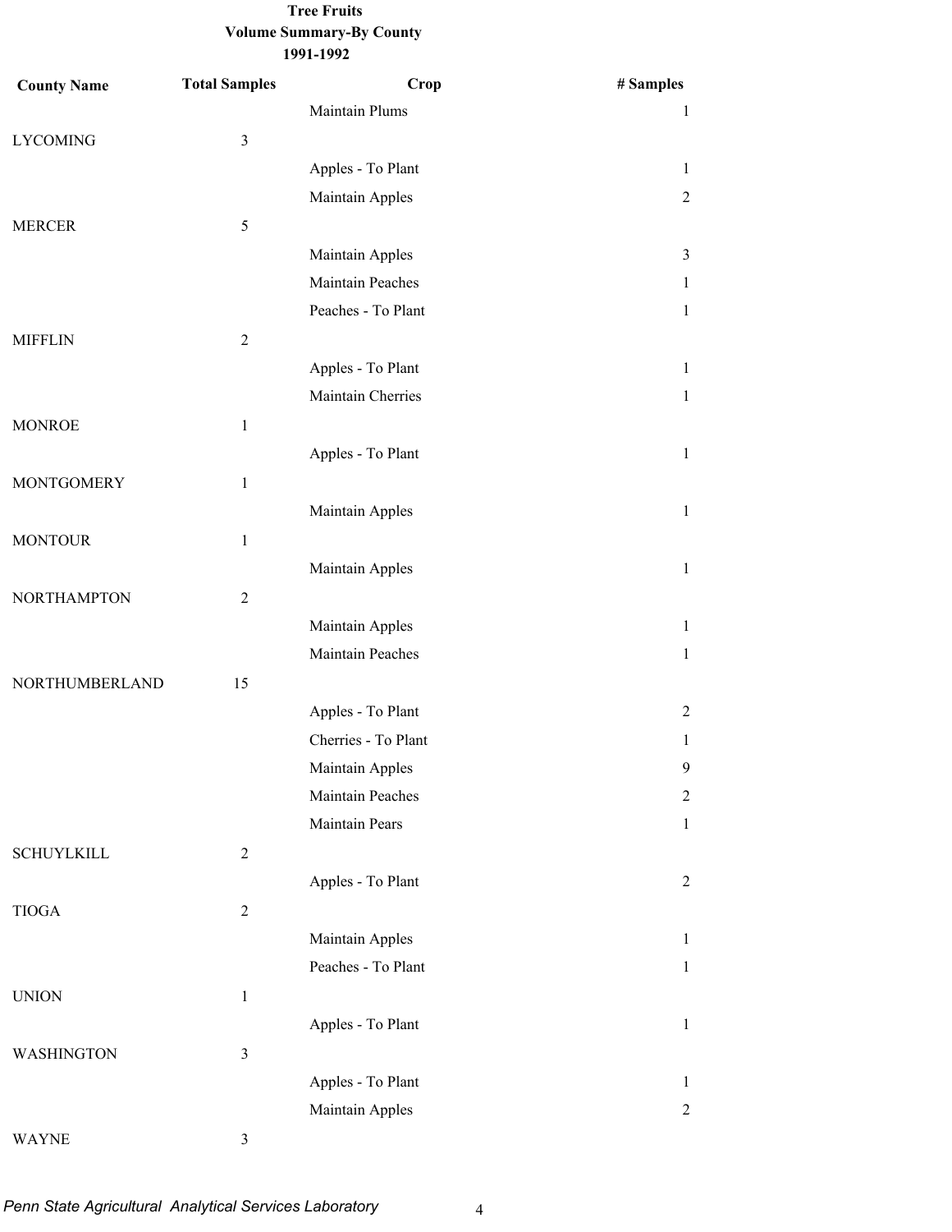**Tree Fruits**
**Volume Summary-By County**
**1991-1992**

| County Name | Total Samples | Crop | # Samples |
|---|---|---|---|
| | | Maintain Plums | 1 |
| LYCOMING | 3 | | |
| | | Apples - To Plant | 1 |
| | | Maintain Apples | 2 |
| MERCER | 5 | | |
| | | Maintain Apples | 3 |
| | | Maintain Peaches | 1 |
| | | Peaches - To Plant | 1 |
| MIFFLIN | 2 | | |
| | | Apples - To Plant | 1 |
| | | Maintain Cherries | 1 |
| MONROE | 1 | | |
| | | Apples - To Plant | 1 |
| MONTGOMERY | 1 | | |
| | | Maintain Apples | 1 |
| MONTOUR | 1 | | |
| | | Maintain Apples | 1 |
| NORTHAMPTON | 2 | | |
| | | Maintain Apples | 1 |
| | | Maintain Peaches | 1 |
| NORTHUMBERLAND | 15 | | |
| | | Apples - To Plant | 2 |
| | | Cherries - To Plant | 1 |
| | | Maintain Apples | 9 |
| | | Maintain Peaches | 2 |
| | | Maintain Pears | 1 |
| SCHUYLKILL | 2 | | |
| | | Apples - To Plant | 2 |
| TIOGA | 2 | | |
| | | Maintain Apples | 1 |
| | | Peaches - To Plant | 1 |
| UNION | 1 | | |
| | | Apples - To Plant | 1 |
| WASHINGTON | 3 | | |
| | | Apples - To Plant | 1 |
| | | Maintain Apples | 2 |
| WAYNE | 3 | | |

*Penn State Agricultural Analytical Services Laboratory*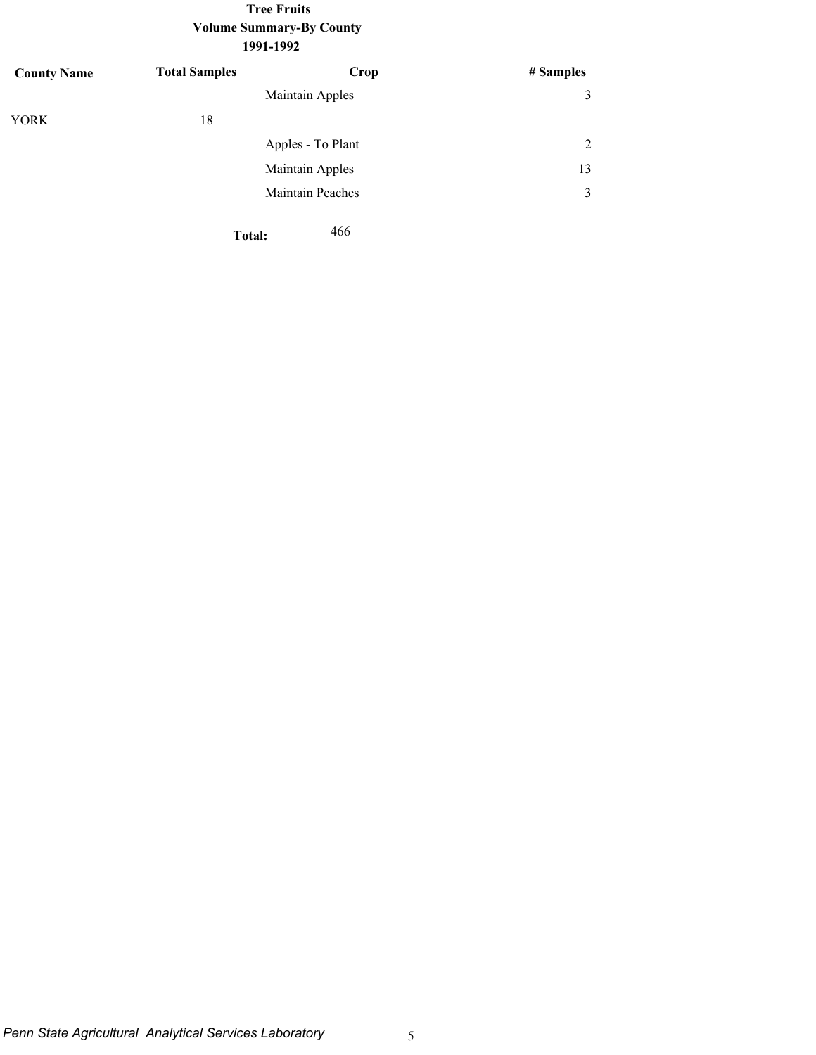**Tree Fruits**
**Volume Summary-By County**
**1991-1992**

| County Name | Total Samples | Crop | # Samples |
|---|---|---|---|
| | | Maintain Apples | 3 |
| YORK | 18 | | |
| | | Apples - To Plant | 2 |
| | | Maintain Apples | 13 |
| | | Maintain Peaches | 3 |

**Total:** 466

*Penn State Agricultural Analytical Services Laboratory*